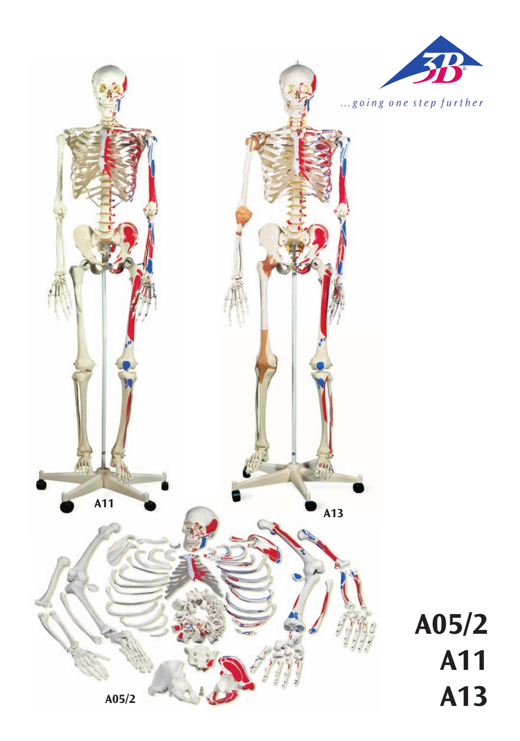...going one step further

A11

A13

A05/2

# A05/2
# A11
# A13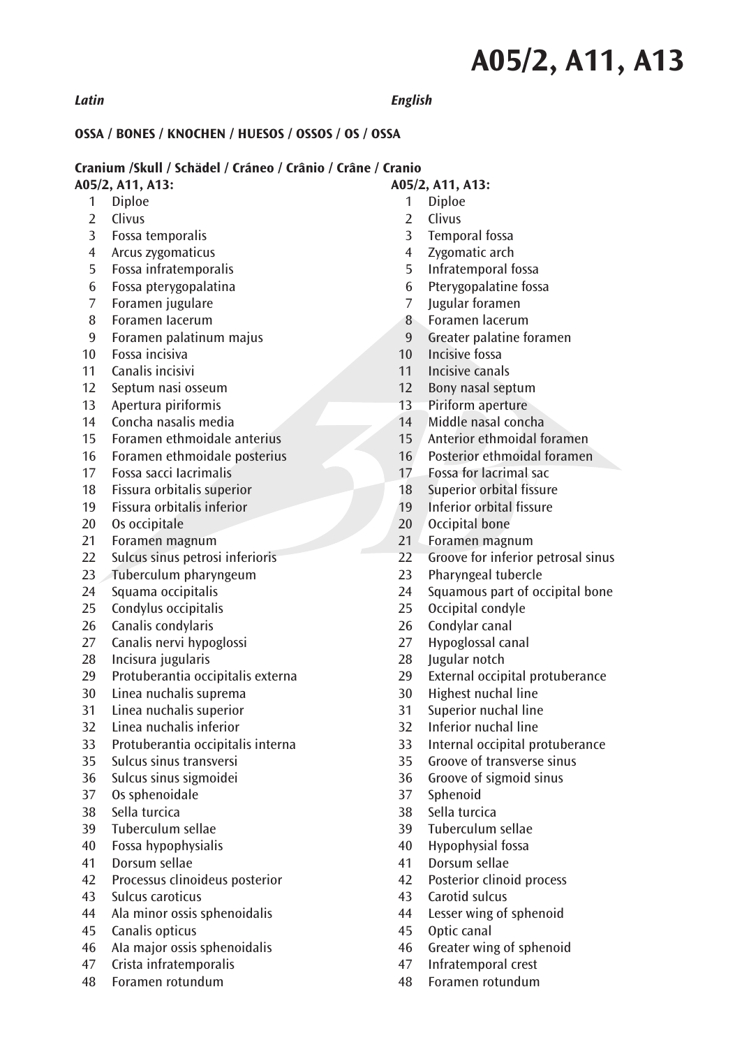# A05/2, A11, A13

| *Latin* | | *English* | |
|---|---|---|---|
| **OSSA / BONES / KNOCHEN / HUESOS / OSSOS / OS / OSSA** | | | |
| **Cranium /Skull / Schädel / Cráneo / Crânio / Crâne / Cranio** | | | |
| **A05/2, A11, A13:** | | **A05/2, A11, A13:** | |
| 1 | Diploe | 1 | Diploe |
| 2 | Clivus | 2 | Clivus |
| 3 | Fossa temporalis | 3 | Temporal fossa |
| 4 | Arcus zygomaticus | 4 | Zygomatic arch |
| 5 | Fossa infratemporalis | 5 | Infratemporal fossa |
| 6 | Fossa pterygopalatina | 6 | Pterygopalatine fossa |
| 7 | Foramen jugulare | 7 | Jugular foramen |
| 8 | Foramen Iacerum | 8 | Foramen lacerum |
| 9 | Foramen palatinum majus | 9 | Greater palatine foramen |
| 10 | Fossa incisiva | 10 | Incisive fossa |
| 11 | Canalis incisivi | 11 | Incisive canals |
| 12 | Septum nasi osseum | 12 | Bony nasal septum |
| 13 | Apertura piriformis | 13 | Piriform aperture |
| 14 | Concha nasalis media | 14 | Middle nasal concha |
| 15 | Foramen ethmoidale anterius | 15 | Anterior ethmoidal foramen |
| 16 | Foramen ethmoidale posterius | 16 | Posterior ethmoidal foramen |
| 17 | Fossa sacci Iacrimalis | 17 | Fossa for lacrimal sac |
| 18 | Fissura orbitalis superior | 18 | Superior orbital fissure |
| 19 | Fissura orbitalis inferior | 19 | Inferior orbital fissure |
| 20 | Os occipitale | 20 | Occipital bone |
| 21 | Foramen magnum | 21 | Foramen magnum |
| 22 | Sulcus sinus petrosi inferioris | 22 | Groove for inferior petrosal sinus |
| 23 | Tuberculum pharyngeum | 23 | Pharyngeal tubercle |
| 24 | Squama occipitalis | 24 | Squamous part of occipital bone |
| 25 | Condylus occipitalis | 25 | Occipital condyle |
| 26 | Canalis condylaris | 26 | Condylar canal |
| 27 | Canalis nervi hypoglossi | 27 | Hypoglossal canal |
| 28 | Incisura jugularis | 28 | Jugular notch |
| 29 | Protuberantia occipitalis externa | 29 | External occipital protuberance |
| 30 | Linea nuchalis suprema | 30 | Highest nuchal line |
| 31 | Linea nuchalis superior | 31 | Superior nuchal line |
| 32 | Linea nuchalis inferior | 32 | Inferior nuchal line |
| 33 | Protuberantia occipitalis interna | 33 | Internal occipital protuberance |
| 35 | Sulcus sinus transversi | 35 | Groove of transverse sinus |
| 36 | Sulcus sinus sigmoidei | 36 | Groove of sigmoid sinus |
| 37 | Os sphenoidale | 37 | Sphenoid |
| 38 | Sella turcica | 38 | Sella turcica |
| 39 | Tuberculum sellae | 39 | Tuberculum sellae |
| 40 | Fossa hypophysialis | 40 | Hypophysial fossa |
| 41 | Dorsum sellae | 41 | Dorsum sellae |
| 42 | Processus clinoideus posterior | 42 | Posterior clinoid process |
| 43 | Sulcus caroticus | 43 | Carotid sulcus |
| 44 | Ala minor ossis sphenoidalis | 44 | Lesser wing of sphenoid |
| 45 | Canalis opticus | 45 | Optic canal |
| 46 | AIa major ossis sphenoidalis | 46 | Greater wing of sphenoid |
| 47 | Crista infratemporalis | 47 | Infratemporal crest |
| 48 | Foramen rotundum | 48 | Foramen rotundum |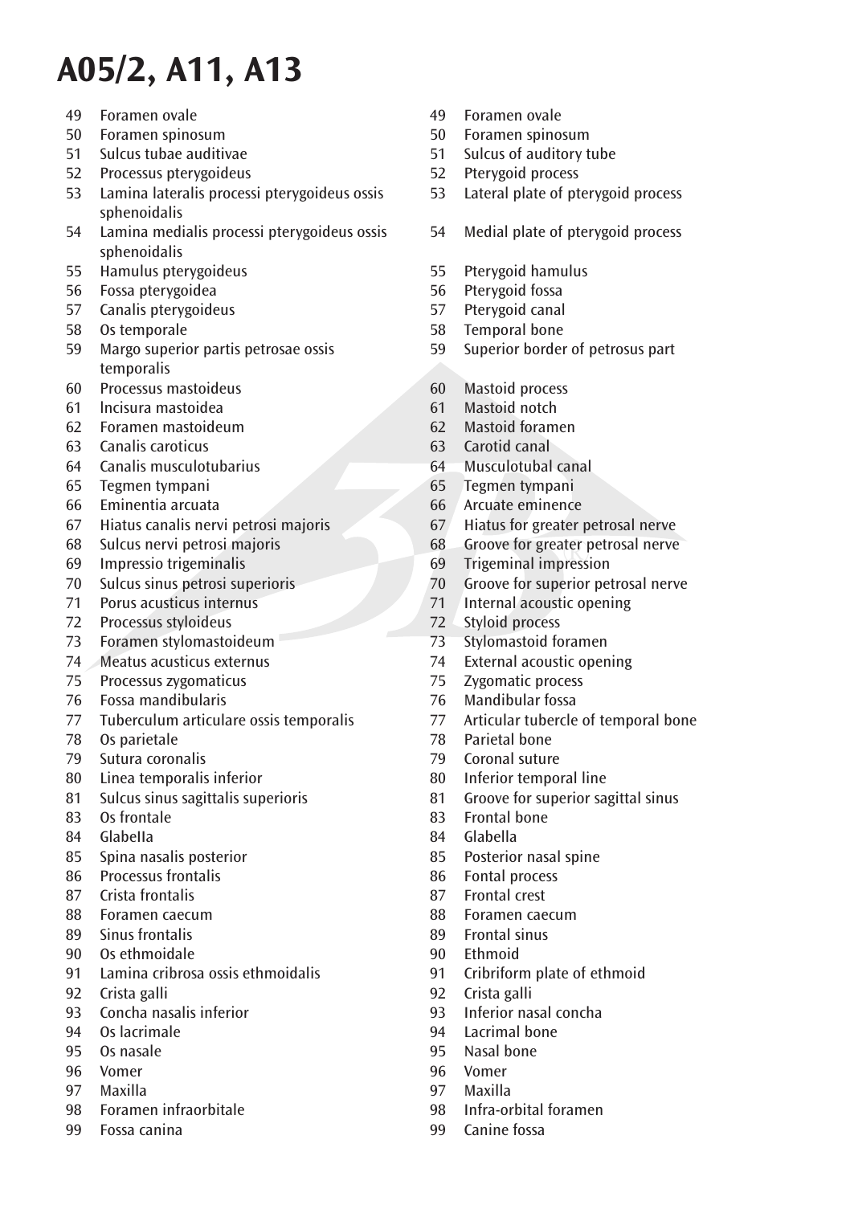# A05/2, A11, A13

| | Latin | | English |
|---|---|---|---|
| 49 | Foramen ovale | 49 | Foramen ovale |
| 50 | Foramen spinosum | 50 | Foramen spinosum |
| 51 | Sulcus tubae auditivae | 51 | Sulcus of auditory tube |
| 52 | Processus pterygoideus | 52 | Pterygoid process |
| 53 | Lamina lateralis processi pterygoideus ossis sphenoidalis | 53 | Lateral plate of pterygoid process |
| 54 | Lamina medialis processi pterygoideus ossis sphenoidalis | 54 | Medial plate of pterygoid process |
| 55 | Hamulus pterygoideus | 55 | Pterygoid hamulus |
| 56 | Fossa pterygoidea | 56 | Pterygoid fossa |
| 57 | Canalis pterygoideus | 57 | Pterygoid canal |
| 58 | Os temporale | 58 | Temporal bone |
| 59 | Margo superior partis petrosae ossis temporalis | 59 | Superior border of petrosus part |
| 60 | Processus mastoideus | 60 | Mastoid process |
| 61 | Incisura mastoidea | 61 | Mastoid notch |
| 62 | Foramen mastoideum | 62 | Mastoid foramen |
| 63 | Canalis caroticus | 63 | Carotid canal |
| 64 | Canalis musculotubarius | 64 | Musculotubal canal |
| 65 | Tegmen tympani | 65 | Tegmen tympani |
| 66 | Eminentia arcuata | 66 | Arcuate eminence |
| 67 | Hiatus canalis nervi petrosi majoris | 67 | Hiatus for greater petrosal nerve |
| 68 | Sulcus nervi petrosi majoris | 68 | Groove for greater petrosal nerve |
| 69 | Impressio trigeminalis | 69 | Trigeminal impression |
| 70 | Sulcus sinus petrosi superioris | 70 | Groove for superior petrosal nerve |
| 71 | Porus acusticus internus | 71 | Internal acoustic opening |
| 72 | Processus styloideus | 72 | Styloid process |
| 73 | Foramen stylomastoideum | 73 | Stylomastoid foramen |
| 74 | Meatus acusticus externus | 74 | External acoustic opening |
| 75 | Processus zygomaticus | 75 | Zygomatic process |
| 76 | Fossa mandibularis | 76 | Mandibular fossa |
| 77 | Tuberculum articulare ossis temporalis | 77 | Articular tubercle of temporal bone |
| 78 | Os parietale | 78 | Parietal bone |
| 79 | Sutura coronalis | 79 | Coronal suture |
| 80 | Linea temporalis inferior | 80 | Inferior temporal line |
| 81 | Sulcus sinus sagittalis superioris | 81 | Groove for superior sagittal sinus |
| 83 | Os frontale | 83 | Frontal bone |
| 84 | Glabella | 84 | Glabella |
| 85 | Spina nasalis posterior | 85 | Posterior nasal spine |
| 86 | Processus frontalis | 86 | Fontal process |
| 87 | Crista frontalis | 87 | Frontal crest |
| 88 | Foramen caecum | 88 | Foramen caecum |
| 89 | Sinus frontalis | 89 | Frontal sinus |
| 90 | Os ethmoidale | 90 | Ethmoid |
| 91 | Lamina cribrosa ossis ethmoidalis | 91 | Cribriform plate of ethmoid |
| 92 | Crista galli | 92 | Crista galli |
| 93 | Concha nasalis inferior | 93 | Inferior nasal concha |
| 94 | Os lacrimale | 94 | Lacrimal bone |
| 95 | Os nasale | 95 | Nasal bone |
| 96 | Vomer | 96 | Vomer |
| 97 | Maxilla | 97 | Maxilla |
| 98 | Foramen infraorbitale | 98 | Infra-orbital foramen |
| 99 | Fossa canina | 99 | Canine fossa |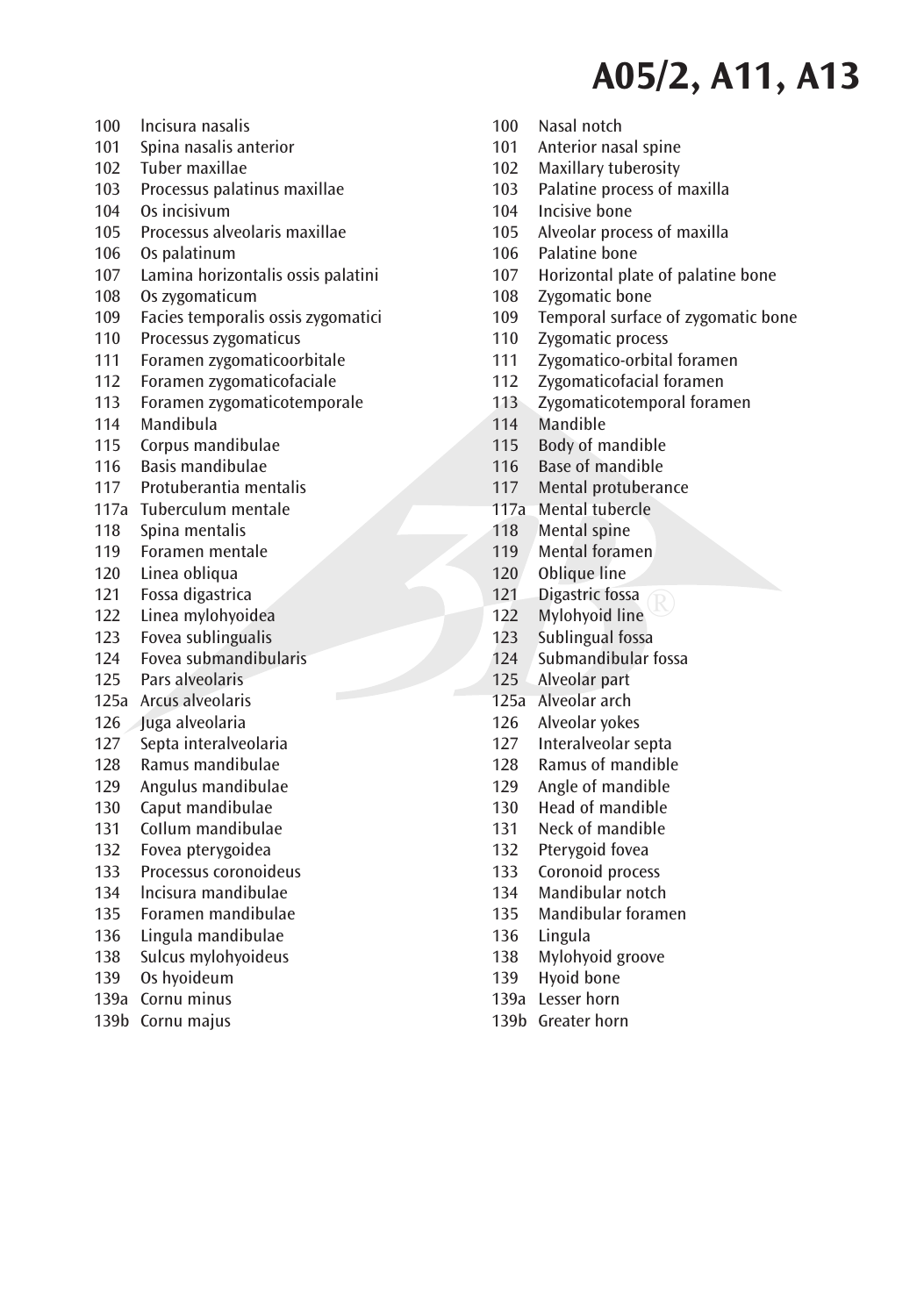# A05/2, A11, A13

| No. | Latin | English |
|---|---|---|
| 100 | Incisura nasalis | Nasal notch |
| 101 | Spina nasalis anterior | Anterior nasal spine |
| 102 | Tuber maxillae | Maxillary tuberosity |
| 103 | Processus palatinus maxillae | Palatine process of maxilla |
| 104 | Os incisivum | Incisive bone |
| 105 | Processus alveolaris maxillae | Alveolar process of maxilla |
| 106 | Os palatinum | Palatine bone |
| 107 | Lamina horizontalis ossis palatini | Horizontal plate of palatine bone |
| 108 | Os zygomaticum | Zygomatic bone |
| 109 | Facies temporalis ossis zygomatici | Temporal surface of zygomatic bone |
| 110 | Processus zygomaticus | Zygomatic process |
| 111 | Foramen zygomaticoorbitale | Zygomatico-orbital foramen |
| 112 | Foramen zygomaticofaciale | Zygomaticofacial foramen |
| 113 | Foramen zygomaticotemporale | Zygomaticotemporal foramen |
| 114 | Mandibula | Mandible |
| 115 | Corpus mandibulae | Body of mandible |
| 116 | Basis mandibulae | Base of mandible |
| 117 | Protuberantia mentalis | Mental protuberance |
| 117a | Tuberculum mentale | Mental tubercle |
| 118 | Spina mentalis | Mental spine |
| 119 | Foramen mentale | Mental foramen |
| 120 | Linea obliqua | Oblique line |
| 121 | Fossa digastrica | Digastric fossa |
| 122 | Linea mylohyoidea | Mylohyoid line |
| 123 | Fovea sublingualis | Sublingual fossa |
| 124 | Fovea submandibularis | Submandibular fossa |
| 125 | Pars alveolaris | Alveolar part |
| 125a | Arcus alveolaris | Alveolar arch |
| 126 | Juga alveolaria | Alveolar yokes |
| 127 | Septa interalveolaria | Interalveolear septa |
| 128 | Ramus mandibulae | Ramus of mandible |
| 129 | Angulus mandibulae | Angle of mandible |
| 130 | Caput mandibulae | Head of mandible |
| 131 | Collum mandibulae | Neck of mandible |
| 132 | Fovea pterygoidea | Pterygoid fovea |
| 133 | Processus coronoideus | Coronoid process |
| 134 | Incisura mandibulae | Mandibular notch |
| 135 | Foramen mandibulae | Mandibular foramen |
| 136 | Lingula mandibulae | Lingula |
| 138 | Sulcus mylohyoideus | Mylohyoid groove |
| 139 | Os hyoideum | Hyoid bone |
| 139a | Cornu minus | Lesser horn |
| 139b | Cornu majus | Greater horn |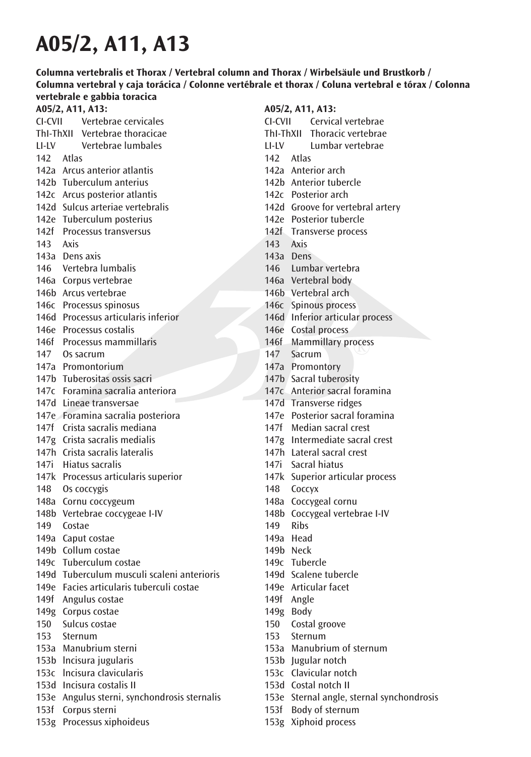# A05/2, A11, A13

**Columna vertebralis et Thorax / Vertebral column and Thorax / Wirbelsäule und Brustkorb / Columna vertebral y caja torácica / Colonne vertébrale et thorax / Coluna vertebral e tórax / Colonna vertebrale e gabbia toracica**

**A05/2, A11, A13:**

CI-CVII Vertebrae cervicales
ThI-ThXII Vertebrae thoracicae
LI-LV Vertebrae lumbales
142 Atlas
142a Arcus anterior atlantis
142b Tuberculum anterius
142c Arcus posterior atlantis
142d Sulcus arteriae vertebralis
142e Tuberculum posterius
142f Processus transversus
143 Axis
143a Dens axis
146 Vertebra lumbalis
146a Corpus vertebrae
146b Arcus vertebrae
146c Processus spinosus
146d Processus articularis inferior
146e Processus costalis
146f Processus mammillaris
147 Os sacrum
147a Promontorium
147b Tuberositas ossis sacri
147c Foramina sacralia anteriora
147d Lineae transversae
147e Foramina sacralia posteriora
147f Crista sacralis mediana
147g Crista sacralis medialis
147h Crista sacralis lateralis
147i Hiatus sacralis
147k Processus articularis superior
148 Os coccygis
148a Cornu coccygeum
148b Vertebrae coccygeae I-IV
149 Costae
149a Caput costae
149b Collum costae
149c Tuberculum costae
149d Tuberculum musculi scaleni anterioris
149e Facies articularis tuberculi costae
149f Angulus costae
149g Corpus costae
150 Sulcus costae
153 Sternum
153a Manubrium sterni
153b Incisura jugularis
153c Incisura clavicularis
153d Incisura costalis II
153e Angulus sterni, synchondrosis sternalis
153f Corpus sterni
153g Processus xiphoideus

**A05/2, A11, A13:**

CI-CVII Cervical vertebrae
ThI-ThXII Thoracic vertebrae
LI-LV Lumbar vertebrae
142 Atlas
142a Anterior arch
142b Anterior tubercle
142c Posterior arch
142d Groove for vertebral artery
142e Posterior tubercle
142f Transverse process
143 Axis
143a Dens
146 Lumbar vertebra
146a Vertebral body
146b Vertebral arch
146c Spinous process
146d Inferior articular process
146e Costal process
146f Mammillary process
147 Sacrum
147a Promontory
147b Sacral tuberosity
147c Anterior sacral foramina
147d Transverse ridges
147e Posterior sacral foramina
147f Median sacral crest
147g Intermediate sacral crest
147h Lateral sacral crest
147i Sacral hiatus
147k Superior articular process
148 Coccyx
148a Coccygeal cornu
148b Coccygeal vertebrae I-IV
149 Ribs
149a Head
149b Neck
149c Tubercle
149d Scalene tubercle
149e Articular facet
149f Angle
149g Body
150 Costal groove
153 Sternum
153a Manubrium of sternum
153b Jugular notch
153c Clavicular notch
153d Costal notch II
153e Sternal angle, sternal synchondrosis
153f Body of sternum
153g Xiphoid process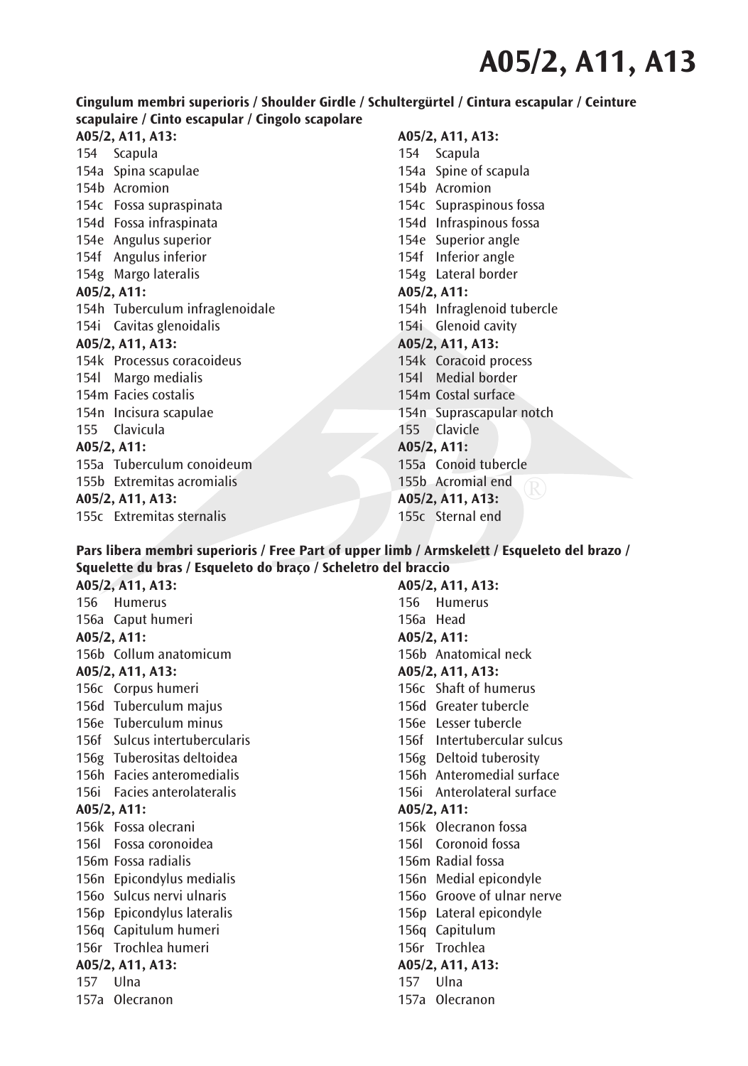# A05/2, A11, A13

**Cingulum membri superioris / Shoulder Girdle / Schultergürtel / Cintura escapular / Ceinture scapulaire / Cinto escapular / Cingolo scapolare**

**A05/2, A11, A13:**
154 Scapula
154a Spina scapulae
154b Acromion
154c Fossa supraspinata
154d Fossa infraspinata
154e Angulus superior
154f Angulus inferior
154g Margo lateralis
**A05/2, A11:**
154h Tuberculum infraglenoidale
154i Cavitas glenoidalis
**A05/2, A11, A13:**
154k Processus coracoideus
154l Margo medialis
154m Facies costalis
154n Incisura scapulae
155 Clavicula
**A05/2, A11:**
155a Tuberculum conoideum
155b Extremitas acromialis
**A05/2, A11, A13:**
155c Extremitas sternalis

**A05/2, A11, A13:**
154 Scapula
154a Spine of scapula
154b Acromion
154c Supraspinous fossa
154d Infraspinous fossa
154e Superior angle
154f Inferior angle
154g Lateral border
**A05/2, A11:**
154h Infraglenoid tubercle
154i Glenoid cavity
**A05/2, A11, A13:**
154k Coracoid process
154l Medial border
154m Costal surface
154n Suprascapular notch
155 Clavicle
**A05/2, A11:**
155a Conoid tubercle
155b Acromial end
**A05/2, A11, A13:**
155c Sternal end

**Pars libera membri superioris / Free Part of upper limb / Armskelett / Esqueleto del brazo / Squelette du bras / Esqueleto do braço / Scheletro del braccio**

**A05/2, A11, A13:**
156 Humerus
156a Caput humeri
**A05/2, A11:**
156b Collum anatomicum
**A05/2, A11, A13:**
156c Corpus humeri
156d Tuberculum majus
156e Tuberculum minus
156f Sulcus intertubercularis
156g Tuberositas deltoidea
156h Facies anteromedialis
156i Facies anterolateralis
**A05/2, A11:**
156k Fossa olecrani
156l Fossa coronoidea
156m Fossa radialis
156n Epicondylus medialis
156o Sulcus nervi ulnaris
156p Epicondylus lateralis
156q Capitulum humeri
156r Trochlea humeri
**A05/2, A11, A13:**
157 Ulna
157a Olecranon

**A05/2, A11, A13:**
156 Humerus
156a Head
**A05/2, A11:**
156b Anatomical neck
**A05/2, A11, A13:**
156c Shaft of humerus
156d Greater tubercle
156e Lesser tubercle
156f Intertubercular sulcus
156g Deltoid tuberosity
156h Anteromedial surface
156i Anterolateral surface
**A05/2, A11:**
156k Olecranon fossa
156l Coronoid fossa
156m Radial fossa
156n Medial epicondyle
156o Groove of ulnar nerve
156p Lateral epicondyle
156q Capitulum
156r Trochlea
**A05/2, A11, A13:**
157 Ulna
157a Olecranon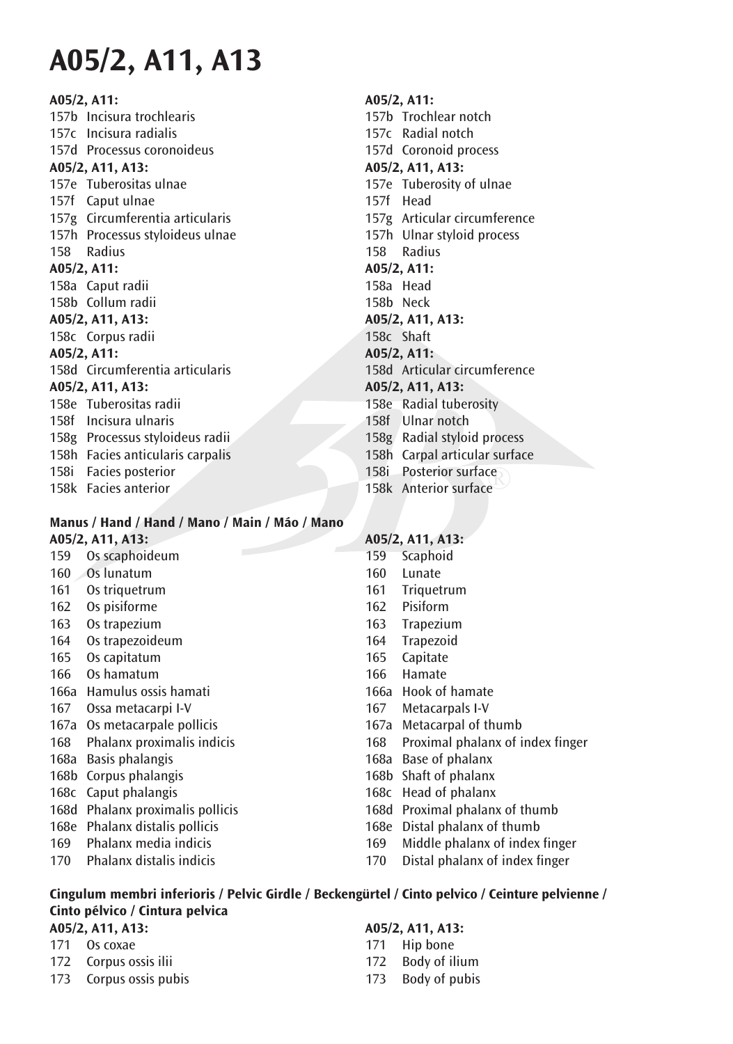# A05/2, A11, A13

**A05/2, A11:**
157b Incisura trochlearis
157c Incisura radialis
157d Processus coronoideus
**A05/2, A11, A13:**
157e Tuberositas ulnae
157f Caput ulnae
157g Circumferentia articularis
157h Processus styloideus ulnae
158 Radius
**A05/2, A11:**
158a Caput radii
158b Collum radii
**A05/2, A11, A13:**
158c Corpus radii
**A05/2, A11:**
158d Circumferentia articularis
**A05/2, A11, A13:**
158e Tuberositas radii
158f Incisura ulnaris
158g Processus styloideus radii
158h Facies anticularis carpalis
158i Facies posterior
158k Facies anterior

**A05/2, A11:**
157b Trochlear notch
157c Radial notch
157d Coronoid process
**A05/2, A11, A13:**
157e Tuberosity of ulnae
157f Head
157g Articular circumference
157h Ulnar styloid process
158 Radius
**A05/2, A11:**
158a Head
158b Neck
**A05/2, A11, A13:**
158c Shaft
**A05/2, A11:**
158d Articular circumference
**A05/2, A11, A13:**
158e Radial tuberosity
158f Ulnar notch
158g Radial styloid process
158h Carpal articular surface
158i Posterior surface
158k Anterior surface

**Manus / Hand / Hand / Mano / Main / Máo / Mano**

**A05/2, A11, A13:**
159 Os scaphoideum
160 Os lunatum
161 Os triquetrum
162 Os pisiforme
163 Os trapezium
164 Os trapezoideum
165 Os capitatum
166 Os hamatum
166a Hamulus ossis hamati
167 Ossa metacarpi I-V
167a Os metacarpale pollicis
168 Phalanx proximalis indicis
168a Basis phalangis
168b Corpus phalangis
168c Caput phalangis
168d Phalanx proximalis pollicis
168e Phalanx distalis pollicis
169 Phalanx media indicis
170 Phalanx distalis indicis

**A05/2, A11, A13:**
159 Scaphoid
160 Lunate
161 Triquetrum
162 Pisiform
163 Trapezium
164 Trapezoid
165 Capitate
166 Hamate
166a Hook of hamate
167 Metacarpals I-V
167a Metacarpal of thumb
168 Proximal phalanx of index finger
168a Base of phalanx
168b Shaft of phalanx
168c Head of phalanx
168d Proximal phalanx of thumb
168e Distal phalanx of thumb
169 Middle phalanx of index finger
170 Distal phalanx of index finger

**Cingulum membri inferioris / Pelvic Girdle / Beckengürtel / Cinto pelvico / Ceinture pelvienne / Cinto pélvico / Cintura pelvica**

**A05/2, A11, A13:**
171 Os coxae
172 Corpus ossis ilii
173 Corpus ossis pubis

**A05/2, A11, A13:**
171 Hip bone
172 Body of ilium
173 Body of pubis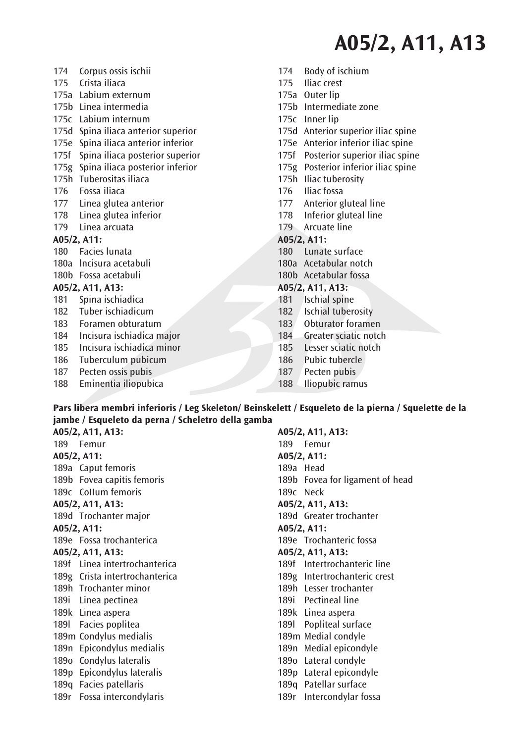# A05/2, A11, A13

| Latin | English |
| --- | --- |
| 174 Corpus ossis ischii | 174 Body of ischium |
| 175 Crista iliaca | 175 Iliac crest |
| 175a Labium externum | 175a Outer lip |
| 175b Linea intermedia | 175b Intermediate zone |
| 175c Labium internum | 175c Inner lip |
| 175d Spina iliaca anterior superior | 175d Anterior superior iliac spine |
| 175e Spina iliaca anterior inferior | 175e Anterior inferior iliac spine |
| 175f Spina iliaca posterior superior | 175f Posterior superior iliac spine |
| 175g Spina iliaca posterior inferior | 175g Posterior inferior iliac spine |
| 175h Tuberositas iliaca | 175h Iliac tuberosity |
| 176 Fossa iliaca | 176 Iliac fossa |
| 177 Linea glutea anterior | 177 Anterior gluteal line |
| 178 Linea glutea inferior | 178 Inferior gluteal line |
| 179 Linea arcuata | 179 Arcuate line |
| **A05/2, A11:** | **A05/2, A11:** |
| 180 Facies lunata | 180 Lunate surface |
| 180a Incisura acetabuli | 180a Acetabular notch |
| 180b Fossa acetabuli | 180b Acetabular fossa |
| **A05/2, A11, A13:** | **A05/2, A11, A13:** |
| 181 Spina ischiadica | 181 Ischial spine |
| 182 Tuber ischiadicum | 182 Ischial tuberosity |
| 183 Foramen obturatum | 183 Obturator foramen |
| 184 Incisura ischiadica major | 184 Greater sciatic notch |
| 185 Incisura ischiadica minor | 185 Lesser sciatic notch |
| 186 Tuberculum pubicum | 186 Pubic tubercle |
| 187 Pecten ossis pubis | 187 Pecten pubis |
| 188 Eminentia iliopubica | 188 Iliopubic ramus |

**Pars libera membri inferioris / Leg Skeleton/ Beinskelett / Esqueleto de la pierna / Squelette de la jambe / Esqueleto da perna / Scheletro della gamba**

| Latin | English |
| --- | --- |
| **A05/2, A11, A13:** | **A05/2, A11, A13:** |
| 189 Femur | 189 Femur |
| **A05/2, A11:** | **A05/2, A11:** |
| 189a Caput femoris | 189a Head |
| 189b Fovea capitis femoris | 189b Fovea for ligament of head |
| 189c Collum femoris | 189c Neck |
| **A05/2, A11, A13:** | **A05/2, A11, A13:** |
| 189d Trochanter major | 189d Greater trochanter |
| **A05/2, A11:** | **A05/2, A11:** |
| 189e Fossa trochanterica | 189e Trochanteric fossa |
| **A05/2, A11, A13:** | **A05/2, A11, A13:** |
| 189f Linea intertrochanterica | 189f Intertrochanteric line |
| 189g Crista intertrochanterica | 189g Intertrochanteric crest |
| 189h Trochanter minor | 189h Lesser trochanter |
| 189i Linea pectinea | 189i Pectineal line |
| 189k Linea aspera | 189k Linea aspera |
| 189l Facies poplitea | 189l Popliteal surface |
| 189m Condylus medialis | 189m Medial condyle |
| 189n Epicondylus medialis | 189n Medial epicondyle |
| 189o Condylus lateralis | 189o Lateral condyle |
| 189p Epicondylus lateralis | 189p Lateral epicondyle |
| 189q Facies patellaris | 189q Patellar surface |
| 189r Fossa intercondylaris | 189r Intercondylar fossa |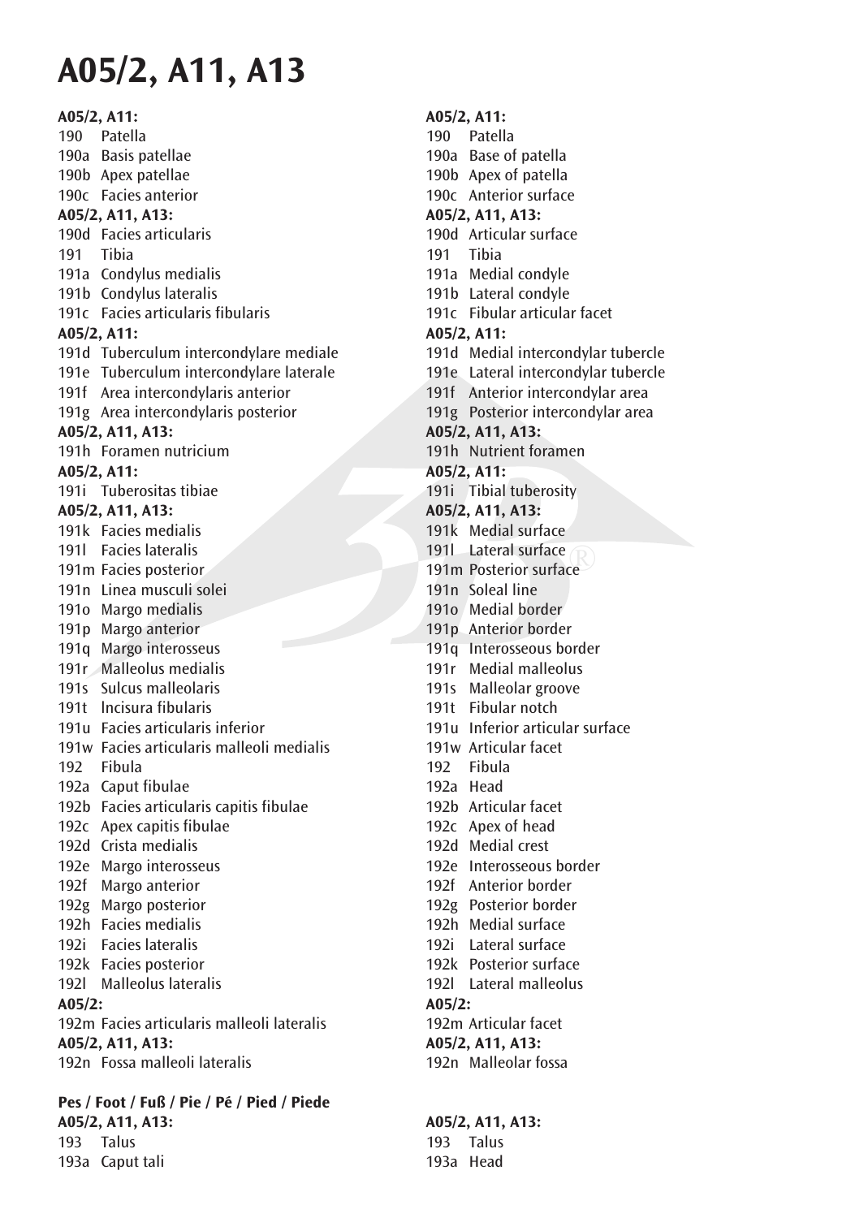# A05/2, A11, A13

**A05/2, A11:**
190 Patella
190a Basis patellae
190b Apex patellae
190c Facies anterior
**A05/2, A11, A13:**
190d Facies articularis
191 Tibia
191a Condylus medialis
191b Condylus lateralis
191c Facies articularis fibularis
**A05/2, A11:**
191d Tuberculum intercondylare mediale
191e Tuberculum intercondylare laterale
191f Area intercondylaris anterior
191g Area intercondylaris posterior
**A05/2, A11, A13:**
191h Foramen nutricium
**A05/2, A11:**
191i Tuberositas tibiae
**A05/2, A11, A13:**
191k Facies medialis
191l Facies lateralis
191m Facies posterior
191n Linea musculi solei
191o Margo medialis
191p Margo anterior
191q Margo interosseus
191r Malleolus medialis
191s Sulcus malleolaris
191t Incisura fibularis
191u Facies articularis inferior
191w Facies articularis malleoli medialis
192 Fibula
192a Caput fibulae
192b Facies articularis capitis fibulae
192c Apex capitis fibulae
192d Crista medialis
192e Margo interosseus
192f Margo anterior
192g Margo posterior
192h Facies medialis
192i Facies lateralis
192k Facies posterior
192l Malleolus lateralis
**A05/2:**
192m Facies articularis malleoli lateralis
**A05/2, A11, A13:**
192n Fossa malleoli lateralis

**Pes / Foot / Fuß / Pie / Pé / Pied / Piede**
**A05/2, A11, A13:**
193 Talus
193a Caput tali

**A05/2, A11:**
190 Patella
190a Base of patella
190b Apex of patella
190c Anterior surface
**A05/2, A11, A13:**
190d Articular surface
191 Tibia
191a Medial condyle
191b Lateral condyle
191c Fibular articular facet
**A05/2, A11:**
191d Medial intercondylar tubercle
191e Lateral intercondylar tubercle
191f Anterior intercondylar area
191g Posterior intercondylar area
**A05/2, A11, A13:**
191h Nutrient foramen
**A05/2, A11:**
191i Tibial tuberosity
**A05/2, A11, A13:**
191k Medial surface
191l Lateral surface
191m Posterior surface
191n Soleal line
191o Medial border
191p Anterior border
191q Interosseous border
191r Medial malleolus
191s Malleolar groove
191t Fibular notch
191u Inferior articular surface
191w Articular facet
192 Fibula
192a Head
192b Articular facet
192c Apex of head
192d Medial crest
192e Interosseous border
192f Anterior border
192g Posterior border
192h Medial surface
192i Lateral surface
192k Posterior surface
192l Lateral malleolus
**A05/2:**
192m Articular facet
**A05/2, A11, A13:**
192n Malleolar fossa

**A05/2, A11, A13:**
193 Talus
193a Head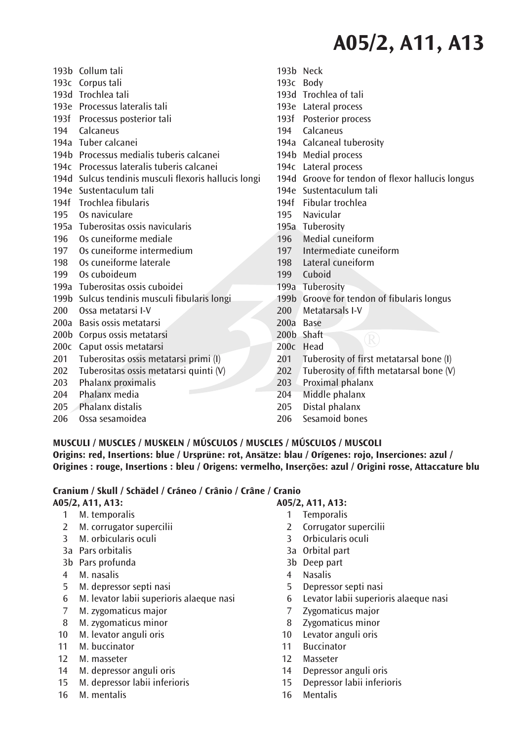# A05/2, A11, A13

| | Latin | | English |
|---|---|---|---|
| 193b | Collum tali | 193b | Neck |
| 193c | Corpus tali | 193c | Body |
| 193d | Trochlea tali | 193d | Trochlea of tali |
| 193e | Processus lateralis tali | 193e | Lateral process |
| 193f | Processus posterior tali | 193f | Posterior process |
| 194 | Calcaneus | 194 | Calcaneus |
| 194a | Tuber calcanei | 194a | Calcaneal tuberosity |
| 194b | Processus medialis tuberis calcanei | 194b | Medial process |
| 194c | Processus lateralis tuberis calcanei | 194c | Lateral process |
| 194d | Sulcus tendinis musculi flexoris hallucis longi | 194d | Groove for tendon of flexor hallucis longus |
| 194e | Sustentaculum tali | 194e | Sustentaculum tali |
| 194f | Trochlea fibularis | 194f | Fibular trochlea |
| 195 | Os naviculare | 195 | Navicular |
| 195a | Tuberositas ossis navicularis | 195a | Tuberosity |
| 196 | Os cuneiforme mediale | 196 | Medial cuneiform |
| 197 | Os cuneiforme intermedium | 197 | Intermediate cuneiform |
| 198 | Os cuneiforme laterale | 198 | Lateral cuneiform |
| 199 | Os cuboideum | 199 | Cuboid |
| 199a | Tuberositas ossis cuboidei | 199a | Tuberosity |
| 199b | Sulcus tendinis musculi fibularis longi | 199b | Groove for tendon of fibularis longus |
| 200 | Ossa metatarsi I-V | 200 | Metatarsals I-V |
| 200a | Basis ossis metatarsi | 200a | Base |
| 200b | Corpus ossis metatarsi | 200b | Shaft |
| 200c | Caput ossis metatarsi | 200c | Head |
| 201 | Tuberositas ossis metatarsi primi (I) | 201 | Tuberosity of first metatarsal bone (I) |
| 202 | Tuberositas ossis metatarsi quinti (V) | 202 | Tuberosity of fifth metatarsal bone (V) |
| 203 | Phalanx proximalis | 203 | Proximal phalanx |
| 204 | Phalanx media | 204 | Middle phalanx |
| 205 | Phalanx distalis | 205 | Distal phalanx |
| 206 | Ossa sesamoidea | 206 | Sesamoid bones |

**MUSCULI / MUSCLES / MUSKELN / MÚSCULOS / MUSCLES / MÚSCULOS / MUSCOLI**
**Origins: red, Insertions: blue / Ursprüne: rot, Ansätze: blau / Orígenes: rojo, Inserciones: azul / Origines : rouge, Insertions : bleu / Origens: vermelho, Inserções: azul / Origini rosse, Attaccature blu**

**Cranium / Skull / Schädel / Cráneo / Crânio / Crâne / Cranio**

| A05/2, A11, A13: | | A05/2, A11, A13: | |
|---|---|---|---|
| 1 | M. temporalis | 1 | Temporalis |
| 2 | M. corrugator supercilii | 2 | Corrugator supercilii |
| 3 | M. orbicularis oculi | 3 | Orbicularis oculi |
| 3a | Pars orbitalis | 3a | Orbital part |
| 3b | Pars profunda | 3b | Deep part |
| 4 | M. nasalis | 4 | Nasalis |
| 5 | M. depressor septi nasi | 5 | Depressor septi nasi |
| 6 | M. levator labii superioris alaeque nasi | 6 | Levator labii superioris alaeque nasi |
| 7 | M. zygomaticus major | 7 | Zygomaticus major |
| 8 | M. zygomaticus minor | 8 | Zygomaticus minor |
| 10 | M. levator anguli oris | 10 | Levator anguli oris |
| 11 | M. buccinator | 11 | Buccinator |
| 12 | M. masseter | 12 | Masseter |
| 14 | M. depressor anguli oris | 14 | Depressor anguli oris |
| 15 | M. depressor labii inferioris | 15 | Depressor labii inferioris |
| 16 | M. mentalis | 16 | Mentalis |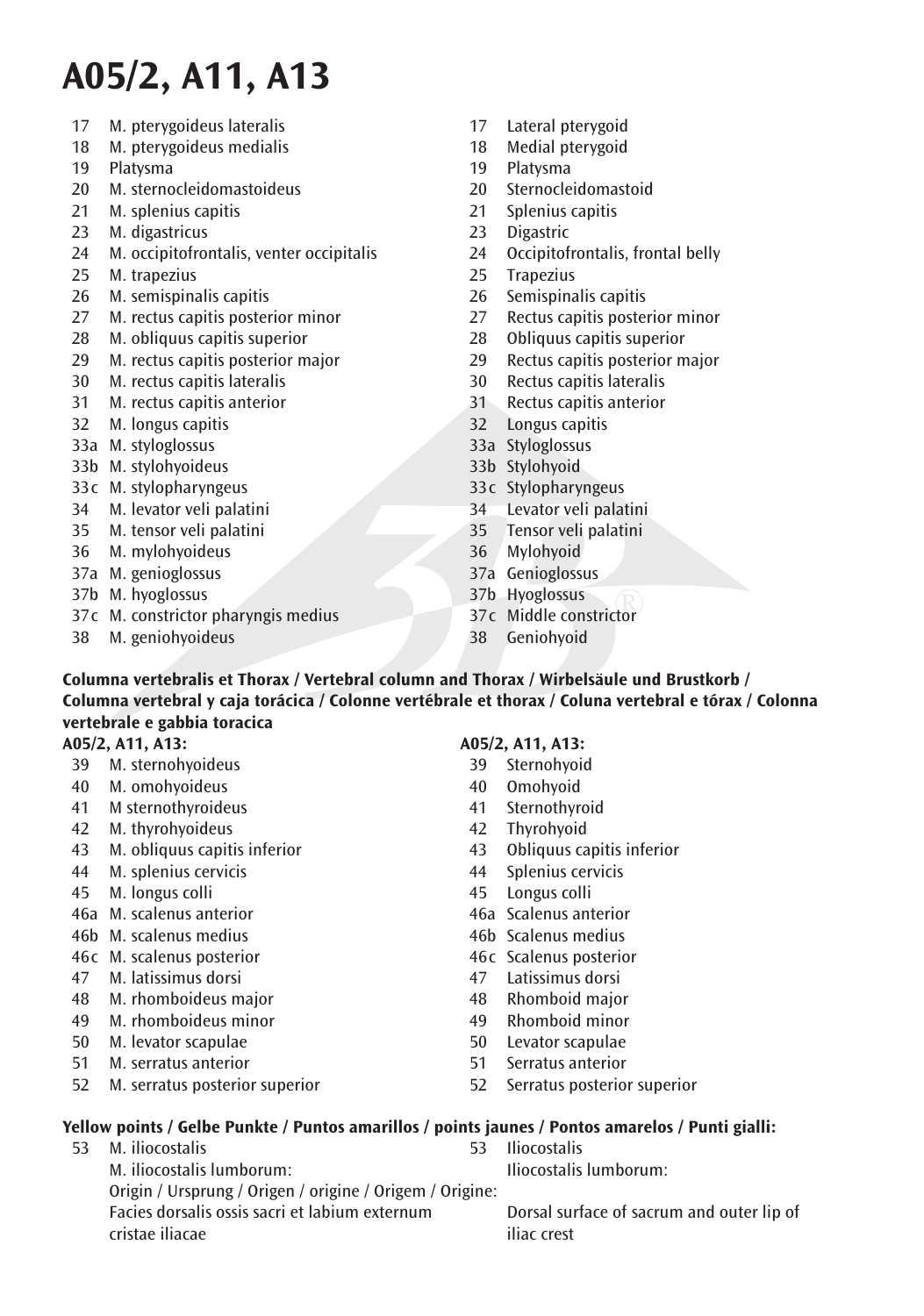# A05/2, A11, A13

| | Latin | | English |
|---|---|---|---|
| 17 | M. pterygoideus lateralis | 17 | Lateral pterygoid |
| 18 | M. pterygoideus medialis | 18 | Medial pterygoid |
| 19 | Platysma | 19 | Platysma |
| 20 | M. sternocleidomastoideus | 20 | Sternocleidomastoid |
| 21 | M. splenius capitis | 21 | Splenius capitis |
| 23 | M. digastricus | 23 | Digastric |
| 24 | M. occipitofrontalis, venter occipitalis | 24 | Occipitofrontalis, frontal belly |
| 25 | M. trapezius | 25 | Trapezius |
| 26 | M. semispinalis capitis | 26 | Semispinalis capitis |
| 27 | M. rectus capitis posterior minor | 27 | Rectus capitis posterior minor |
| 28 | M. obliquus capitis superior | 28 | Obliquus capitis superior |
| 29 | M. rectus capitis posterior major | 29 | Rectus capitis posterior major |
| 30 | M. rectus capitis lateralis | 30 | Rectus capitis lateralis |
| 31 | M. rectus capitis anterior | 31 | Rectus capitis anterior |
| 32 | M. longus capitis | 32 | Longus capitis |
| 33a | M. styloglossus | 33a | Styloglossus |
| 33b | M. stylohyoideus | 33b | Stylohyoid |
| 33c | M. stylopharyngeus | 33c | Stylopharyngeus |
| 34 | M. levator veli palatini | 34 | Levator veli palatini |
| 35 | M. tensor veli palatini | 35 | Tensor veli palatini |
| 36 | M. mylohyoideus | 36 | Mylohyoid |
| 37a | M. genioglossus | 37a | Genioglossus |
| 37b | M. hyoglossus | 37b | Hyoglossus |
| 37c | M. constrictor pharyngis medius | 37c | Middle constrictor |
| 38 | M. geniohyoideus | 38 | Geniohyoid |

**Columna vertebralis et Thorax / Vertebral column and Thorax / Wirbelsäule und Brustkorb / Columna vertebral y caja torácica / Colonne vertébrale et thorax / Coluna vertebral e tórax / Colonna vertebrale e gabbia toracica**

| A05/2, A11, A13: | | A05/2, A11, A13: | |
|---|---|---|---|
| 39 | M. sternohyoideus | 39 | Sternohyoid |
| 40 | M. omohyoideus | 40 | Omohyoid |
| 41 | M sternothyroideus | 41 | Sternothyroid |
| 42 | M. thyrohyoideus | 42 | Thyrohyoid |
| 43 | M. obliquus capitis inferior | 43 | Obliquus capitis inferior |
| 44 | M. splenius cervicis | 44 | Splenius cervicis |
| 45 | M. longus colli | 45 | Longus colli |
| 46a | M. scalenus anterior | 46a | Scalenus anterior |
| 46b | M. scalenus medius | 46b | Scalenus medius |
| 46c | M. scalenus posterior | 46c | Scalenus posterior |
| 47 | M. latissimus dorsi | 47 | Latissimus dorsi |
| 48 | M. rhomboideus major | 48 | Rhomboid major |
| 49 | M. rhomboideus minor | 49 | Rhomboid minor |
| 50 | M. levator scapulae | 50 | Levator scapulae |
| 51 | M. serratus anterior | 51 | Serratus anterior |
| 52 | M. serratus posterior superior | 52 | Serratus posterior superior |

**Yellow points / Gelbe Punkte / Puntos amarillos / points jaunes / Pontos amarelos / Punti gialli:**

| | | | |
|---|---|---|---|
| 53 | M. iliocostalis | 53 | Iliocostalis |
| | M. iliocostalis lumborum: | | Iliocostalis lumborum: |
| | Origin / Ursprung / Origen / origine / Origem / Origine: | | |
| | Facies dorsalis ossis sacri et labium externum cristae iliacae | | Dorsal surface of sacrum and outer lip of iliac crest |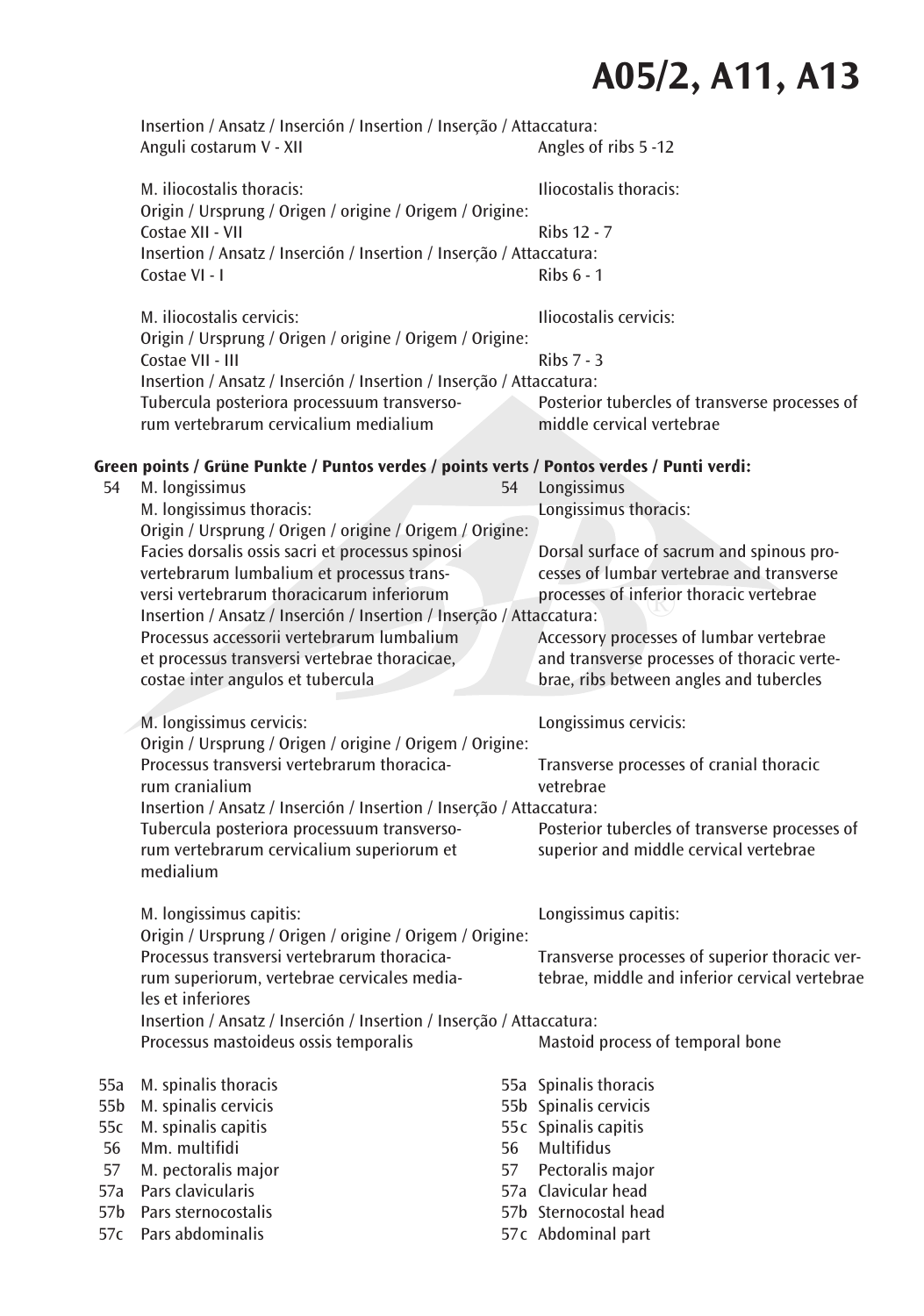# A05/2, A11, A13

Insertion / Ansatz / Inserción / Insertion / Inserção / Attaccatura:
Anguli costarum V - XII — Angles of ribs 5 -12

M. iliocostalis thoracis: — Iliocostalis thoracis:
Origin / Ursprung / Origen / origine / Origem / Origine:
Costae XII - VII — Ribs 12 - 7
Insertion / Ansatz / Inserción / Insertion / Inserção / Attaccatura:
Costae VI - I — Ribs 6 - 1

M. iliocostalis cervicis: — Iliocostalis cervicis:
Origin / Ursprung / Origen / origine / Origem / Origine:
Costae VII - III — Ribs 7 - 3
Insertion / Ansatz / Inserción / Insertion / Inserção / Attaccatura:
Tubercula posteriora processuum transversorum vertebrarum cervicalium medialium — Posterior tubercles of transverse processes of middle cervical vertebrae

**Green points / Grüne Punkte / Puntos verdes / points verts / Pontos verdes / Punti verdi:**

54 M. longissimus — 54 Longissimus

M. longissimus thoracis: — Longissimus thoracis:
Origin / Ursprung / Origen / origine / Origem / Origine:
Facies dorsalis ossis sacri et processus spinosi vertebrarum lumbalium et processus transversi vertebrarum thoracicarum inferiorum — Dorsal surface of sacrum and spinous processes of lumbar vertebrae and transverse processes of inferior thoracic vertebrae
Insertion / Ansatz / Inserción / Insertion / Inserção / Attaccatura:
Processus accessorii vertebrarum lumbalium et processus transversi vertebrae thoracicae, costae inter angulos et tubercula — Accessory processes of lumbar vertebrae and transverse processes of thoracic vertebrae, ribs between angles and tubercles

M. longissimus cervicis: — Longissimus cervicis:
Origin / Ursprung / Origen / origine / Origem / Origine:
Processus transversi vertebrarum thoracicarum cranialium — Transverse processes of cranial thoracic vetrebrae
Insertion / Ansatz / Inserción / Insertion / Inserção / Attaccatura:
Tubercula posteriora processuum transversorum vertebrarum cervicalium superiorum et medialium — Posterior tubercles of transverse processes of superior and middle cervical vertebrae

M. longissimus capitis: — Longissimus capitis:
Origin / Ursprung / Origen / origine / Origem / Origine:
Processus transversi vertebrarum thoracicarum superiorum, vertebrae cervicales mediales et inferiores — Transverse processes of superior thoracic vertebrae, middle and inferior cervical vertebrae
Insertion / Ansatz / Inserción / Insertion / Inserção / Attaccatura:
Processus mastoideus ossis temporalis — Mastoid process of temporal bone

| | Latin | | English |
|---|---|---|---|
| 55a | M. spinalis thoracis | 55a | Spinalis thoracis |
| 55b | M. spinalis cervicis | 55b | Spinalis cervicis |
| 55c | M. spinalis capitis | 55c | Spinalis capitis |
| 56 | Mm. multifidi | 56 | Multifidus |
| 57 | M. pectoralis major | 57 | Pectoralis major |
| 57a | Pars clavicularis | 57a | Clavicular head |
| 57b | Pars sternocostalis | 57b | Sternocostal head |
| 57c | Pars abdominalis | 57c | Abdominal part |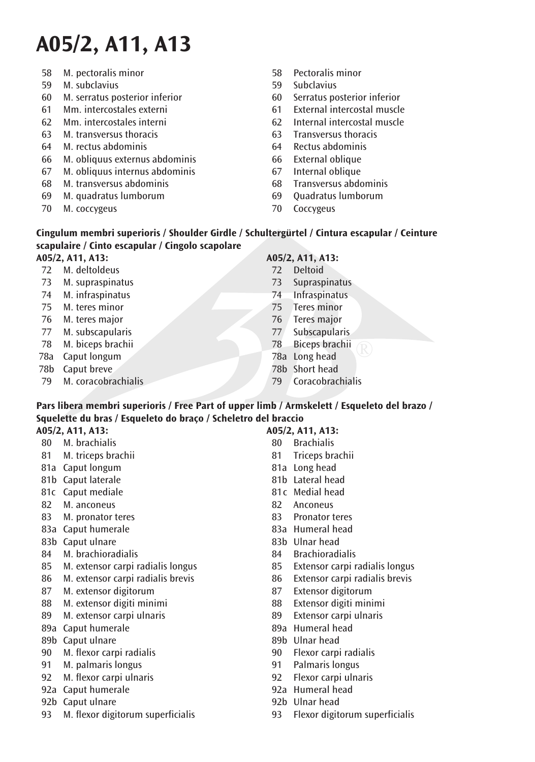# A05/2, A11, A13

58 M. pectoralis minor
59 M. subclavius
60 M. serratus posterior inferior
61 Mm. intercostales externi
62 Mm. intercostales interni
63 M. transversus thoracis
64 M. rectus abdominis
66 M. obliquus externus abdominis
67 M. obliquus internus abdominis
68 M. transversus abdominis
69 M. quadratus lumborum
70 M. coccygeus

58 Pectoralis minor
59 Subclavius
60 Serratus posterior inferior
61 External intercostal muscle
62 Internal intercostal muscle
63 Transversus thoracis
64 Rectus abdominis
66 External oblique
67 Internal oblique
68 Transversus abdominis
69 Quadratus lumborum
70 Coccygeus

**Cingulum membri superioris / Shoulder Girdle / Schultergürtel / Cintura escapular / Ceinture scapulaire / Cinto escapular / Cingolo scapolare**

**A05/2, A11, A13:**

72 M. deltoldeus
73 M. supraspinatus
74 M. infraspinatus
75 M. teres minor
76 M. teres major
77 M. subscapularis
78 M. biceps brachii
78a Caput longum
78b Caput breve
79 M. coracobrachialis

**A05/2, A11, A13:**

72 Deltoid
73 Supraspinatus
74 Infraspinatus
75 Teres minor
76 Teres major
77 Subscapularis
78 Biceps brachii
78a Long head
78b Short head
79 Coracobrachialis

**Pars libera membri superioris / Free Part of upper limb / Armskelett / Esqueleto del brazo / Squelette du bras / Esqueleto do braço / Scheletro del braccio**

**A05/2, A11, A13:**

80 M. brachialis
81 M. triceps brachii
81a Caput longum
81b Caput laterale
81c Caput mediale
82 M. anconeus
83 M. pronator teres
83a Caput humerale
83b Caput ulnare
84 M. brachioradialis
85 M. extensor carpi radialis longus
86 M. extensor carpi radialis brevis
87 M. extensor digitorum
88 M. extensor digiti minimi
89 M. extensor carpi ulnaris
89a Caput humerale
89b Caput ulnare
90 M. flexor carpi radialis
91 M. palmaris longus
92 M. flexor carpi ulnaris
92a Caput humerale
92b Caput ulnare
93 M. flexor digitorum superficialis

**A05/2, A11, A13:**

80 Brachialis
81 Triceps brachii
81a Long head
81b Lateral head
81c Medial head
82 Anconeus
83 Pronator teres
83a Humeral head
83b Ulnar head
84 Brachioradialis
85 Extensor carpi radialis longus
86 Extensor carpi radialis brevis
87 Extensor digitorum
88 Extensor digiti minimi
89 Extensor carpi ulnaris
89a Humeral head
89b Ulnar head
90 Flexor carpi radialis
91 Palmaris longus
92 Flexor carpi ulnaris
92a Humeral head
92b Ulnar head
93 Flexor digitorum superficialis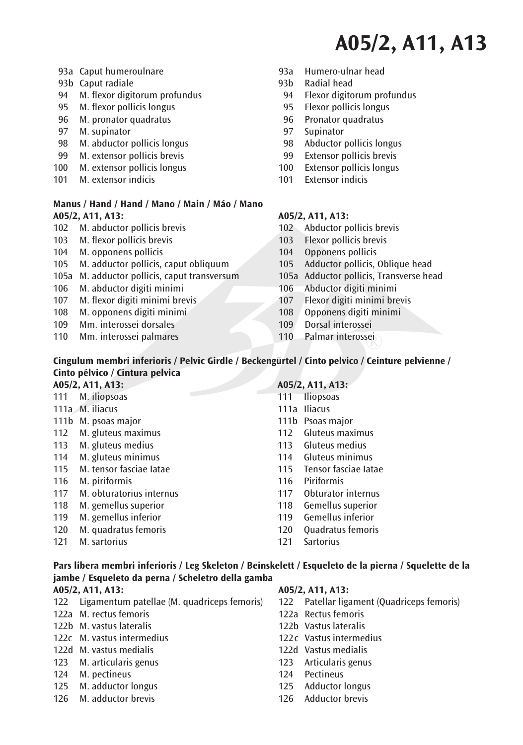# A05/2, A11, A13

| | | | |
|---|---|---|---|
| 93a | Caput humeroulnare | 93a | Humero-ulnar head |
| 93b | Caput radiale | 93b | Radial head |
| 94 | M. flexor digitorum profundus | 94 | Flexor digitorum profundus |
| 95 | M. flexor pollicis longus | 95 | Flexor pollicis longus |
| 96 | M. pronator quadratus | 96 | Pronator quadratus |
| 97 | M. supinator | 97 | Supinator |
| 98 | M. abductor pollicis longus | 98 | Abductor pollicis longus |
| 99 | M. extensor pollicis brevis | 99 | Extensor pollicis brevis |
| 100 | M. extensor pollicis longus | 100 | Extensor pollicis longus |
| 101 | M. extensor indicis | 101 | Extensor indicis |

**Manus / Hand / Hand / Mano / Main / Máo / Mano**

| **A05/2, A11, A13:** | | **A05/2, A11, A13:** | |
|---|---|---|---|
| 102 | M. abductor pollicis brevis | 102 | Abductor pollicis brevis |
| 103 | M. flexor pollicis brevis | 103 | Flexor pollicis brevis |
| 104 | M. opponens pollicis | 104 | Opponens pollicis |
| 105 | M. adductor pollicis, caput obliquum | 105 | Adductor pollicis, Oblique head |
| 105a | M. adductor pollicis, caput transversum | 105a | Adductor pollicis, Transverse head |
| 106 | M. abductor digiti minimi | 106 | Abductor digiti minimi |
| 107 | M. flexor digiti minimi brevis | 107 | Flexor digiti minimi brevis |
| 108 | M. opponens digiti minimi | 108 | Opponens digiti minimi |
| 109 | Mm. interossei dorsales | 109 | Dorsal interossei |
| 110 | Mm. interossei palmares | 110 | Palmar interossei |

**Cingulum membri inferioris / Pelvic Girdle / Beckengürtel / Cinto pelvico / Ceinture pelvienne / Cinto pélvico / Cintura pelvica**

| **A05/2, A11, A13:** | | **A05/2, A11, A13:** | |
|---|---|---|---|
| 111 | M. iliopsoas | 111 | Iliopsoas |
| 111a | M. iliacus | 111a | Iliacus |
| 111b | M. psoas major | 111b | Psoas major |
| 112 | M. gluteus maximus | 112 | Gluteus maximus |
| 113 | M. gluteus medius | 113 | Gluteus medius |
| 114 | M. gluteus minimus | 114 | Gluteus minimus |
| 115 | M. tensor fasciae Iatae | 115 | Tensor fasciae Iatae |
| 116 | M. piriformis | 116 | Piriformis |
| 117 | M. obturatorius internus | 117 | Obturator internus |
| 118 | M. gemellus superior | 118 | Gemellus superior |
| 119 | M. gemellus inferior | 119 | Gemellus inferior |
| 120 | M. quadratus femoris | 120 | Quadratus femoris |
| 121 | M. sartorius | 121 | Sartorius |

**Pars libera membri inferioris / Leg Skeleton / Beinskelett / Esqueleto de la pierna / Squelette de la jambe / Esqueleto da perna / Scheletro della gamba**

| **A05/2, A11, A13:** | | **A05/2, A11, A13:** | |
|---|---|---|---|
| 122 | Ligamentum patellae (M. quadriceps femoris) | 122 | Patellar ligament (Quadriceps femoris) |
| 122a | M. rectus femoris | 122a | Rectus femoris |
| 122b | M. vastus lateralis | 122b | Vastus lateralis |
| 122c | M. vastus intermedius | 122c | Vastus intermedius |
| 122d | M. vastus medialis | 122d | Vastus medialis |
| 123 | M. articularis genus | 123 | Articularis genus |
| 124 | M. pectineus | 124 | Pectineus |
| 125 | M. adductor longus | 125 | Adductor longus |
| 126 | M. adductor brevis | 126 | Adductor brevis |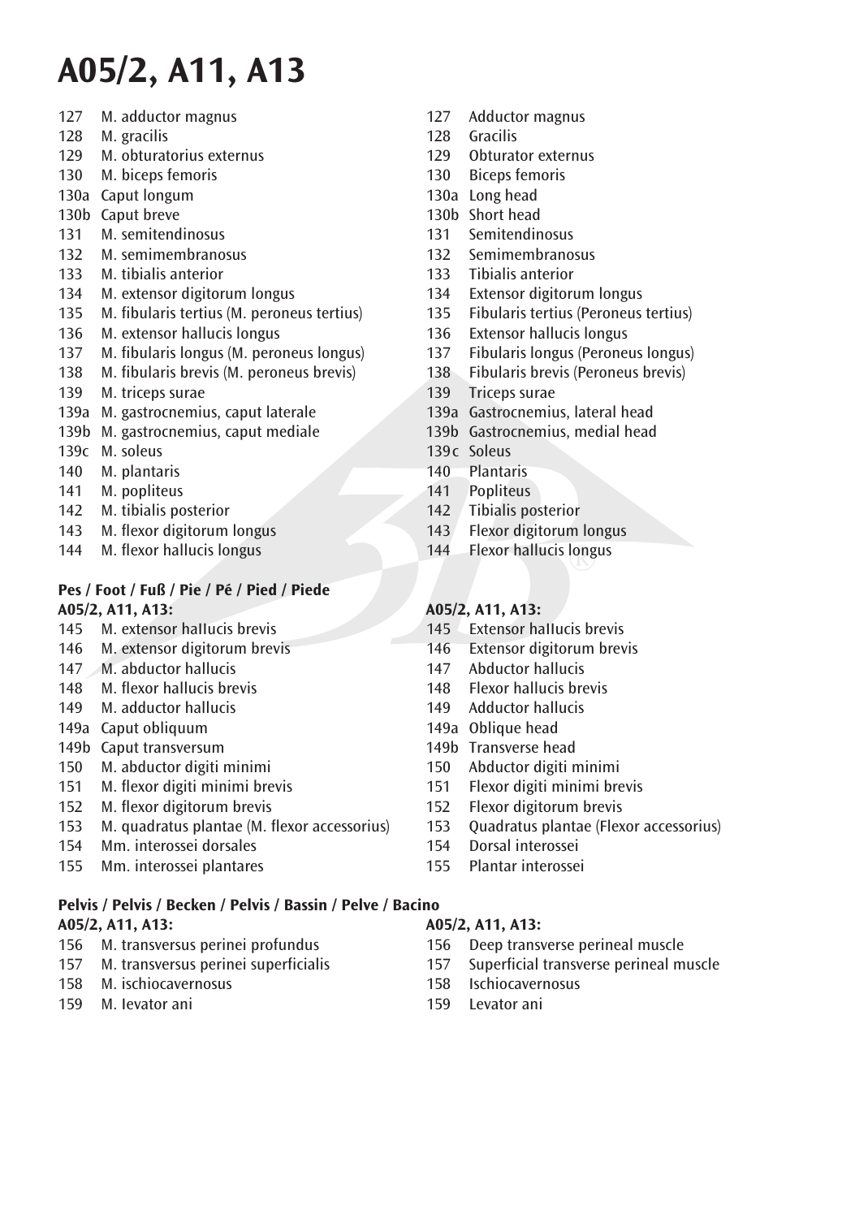# A05/2, A11, A13

127 M. adductor magnus
128 M. gracilis
129 M. obturatorius externus
130 M. biceps femoris
130a Caput longum
130b Caput breve
131 M. semitendinosus
132 M. semimembranosus
133 M. tibialis anterior
134 M. extensor digitorum longus
135 M. fibularis tertius (M. peroneus tertius)
136 M. extensor hallucis longus
137 M. fibularis longus (M. peroneus longus)
138 M. fibularis brevis (M. peroneus brevis)
139 M. triceps surae
139a M. gastrocnemius, caput laterale
139b M. gastrocnemius, caput mediale
139c M. soleus
140 M. plantaris
141 M. popliteus
142 M. tibialis posterior
143 M. flexor digitorum longus
144 M. flexor hallucis longus

127 Adductor magnus
128 Gracilis
129 Obturator externus
130 Biceps femoris
130a Long head
130b Short head
131 Semitendinosus
132 Semimembranosus
133 Tibialis anterior
134 Extensor digitorum longus
135 Fibularis tertius (Peroneus tertius)
136 Extensor hallucis longus
137 Fibularis longus (Peroneus longus)
138 Fibularis brevis (Peroneus brevis)
139 Triceps surae
139a Gastrocnemius, lateral head
139b Gastrocnemius, medial head
139c Soleus
140 Plantaris
141 Popliteus
142 Tibialis posterior
143 Flexor digitorum longus
144 Flexor hallucis longus

**Pes / Foot / Fuß / Pie / Pé / Pied / Piede**

**A05/2, A11, A13:**

145 M. extensor hallucis brevis
146 M. extensor digitorum brevis
147 M. abductor hallucis
148 M. flexor hallucis brevis
149 M. adductor hallucis
149a Caput obliquum
149b Caput transversum
150 M. abductor digiti minimi
151 M. flexor digiti minimi brevis
152 M. flexor digitorum brevis
153 M. quadratus plantae (M. flexor accessorius)
154 Mm. interossei dorsales
155 Mm. interossei plantares

**A05/2, A11, A13:**

145 Extensor hallucis brevis
146 Extensor digitorum brevis
147 Abductor hallucis
148 Flexor hallucis brevis
149 Adductor hallucis
149a Oblique head
149b Transverse head
150 Abductor digiti minimi
151 Flexor digiti minimi brevis
152 Flexor digitorum brevis
153 Quadratus plantae (Flexor accessorius)
154 Dorsal interossei
155 Plantar interossei

**Pelvis / Pelvis / Becken / Pelvis / Bassin / Pelve / Bacino**

**A05/2, A11, A13:**

156 M. transversus perinei profundus
157 M. transversus perinei superficialis
158 M. ischiocavernosus
159 M. levator ani

**A05/2, A11, A13:**

156 Deep transverse perineal muscle
157 Superficial transverse perineal muscle
158 Ischiocavernosus
159 Levator ani